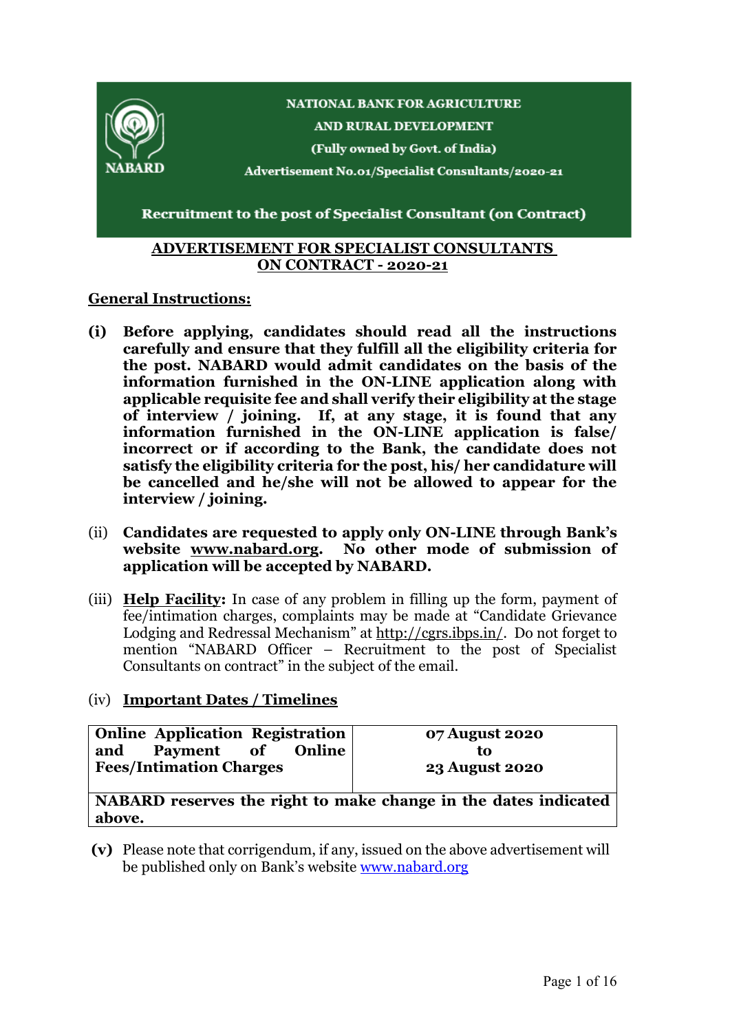**NATIONAL BANK FOR AGRICULTURE AND RURAL DEVELOPMENT**

**(Fully owned by Govt. of India)**

**Advertisement No.01/Specialist Consultants/2020-21**

**Recruitment to the post of Specialist Consultant (on Contract)**

# ADVERTISEMENT FOR SPECIALIST CONSULTANTS ON CONTRACT - 2020-21

## General Instructions:

**(i) Before applying, candidates should read all the instructions carefully and ensure that they fulfill all the eligibility criteria for the post. NABARD would admit candidates on the basis of the information furnished in the ON-LINE application along with applicable requisite fee and shall verify their eligibility at the stage of interview / joining. If, at any stage, it is found that any information furnished in the ON-LINE application is false/ incorrect or if according to the Bank, the candidate does not satisfy the eligibility criteria for the post, his/ her candidature will be cancelled and he/she will not be allowed to appear for the interview / joining.**

(ii) **Candidates are requested to apply only ON-LINE through Bank's website www.nabard.org. No other mode of submission of application will be accepted by NABARD.**

(iii) **Help Facility:** In case of any problem in filling up the form, payment of fee/intimation charges, complaints may be made at "Candidate Grievance Lodging and Redressal Mechanism" at http://cgrs.ibps.in/. Do not forget to mention "NABARD Officer – Recruitment to the post of Specialist Consultants on contract" in the subject of the email.

(iv) **Important Dates / Timelines**

| **Online Application Registration and Payment of Online Fees/Intimation Charges** | **07 August 2020 to 23 August 2020** |
|---|---|
| **NABARD reserves the right to make change in the dates indicated above.** | |

**(v)** Please note that corrigendum, if any, issued on the above advertisement will be published only on Bank's website www.nabard.org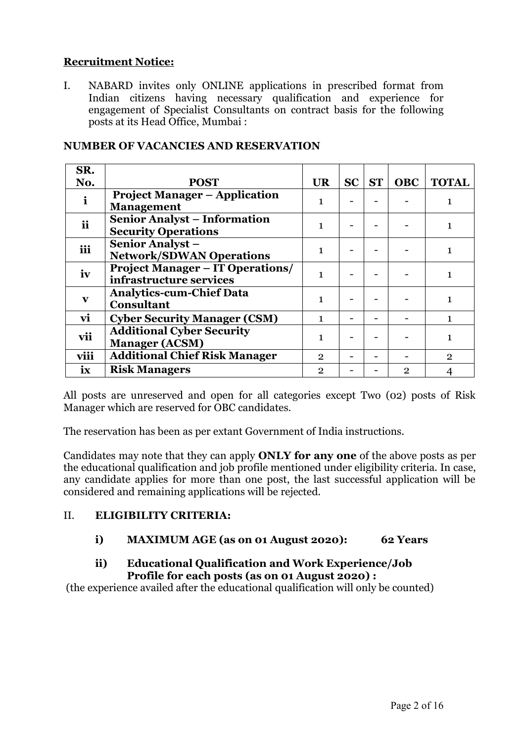**Recruitment Notice:**

I. NABARD invites only ONLINE applications in prescribed format from Indian citizens having necessary qualification and experience for engagement of Specialist Consultants on contract basis for the following posts at its Head Office, Mumbai :

**NUMBER OF VACANCIES AND RESERVATION**

| SR. No. | POST | UR | SC | ST | OBC | TOTAL |
|---|---|---|---|---|---|---|
| i | **Project Manager – Application Management** | 1 | - | - | - | 1 |
| ii | **Senior Analyst – Information Security Operations** | 1 | - | - | - | 1 |
| iii | **Senior Analyst – Network/SDWAN Operations** | 1 | - | - | - | 1 |
| iv | **Project Manager – IT Operations/ infrastructure services** | 1 | - | - | - | 1 |
| v | **Analytics-cum-Chief Data Consultant** | 1 | - | - | - | 1 |
| vi | **Cyber Security Manager (CSM)** | 1 | - | - | - | 1 |
| vii | **Additional Cyber Security Manager (ACSM)** | 1 | - | - | - | 1 |
| viii | **Additional Chief Risk Manager** | 2 | - | - | - | 2 |
| ix | **Risk Managers** | 2 | - | - | 2 | 4 |

All posts are unreserved and open for all categories except Two (02) posts of Risk Manager which are reserved for OBC candidates.

The reservation has been as per extant Government of India instructions.

Candidates may note that they can apply **ONLY for any one** of the above posts as per the educational qualification and job profile mentioned under eligibility criteria. In case, any candidate applies for more than one post, the last successful application will be considered and remaining applications will be rejected.

II. **ELIGIBILITY CRITERIA:**

**i) MAXIMUM AGE (as on 01 August 2020): 62 Years**

**ii) Educational Qualification and Work Experience/Job Profile for each posts (as on 01 August 2020) :**

(the experience availed after the educational qualification will only be counted)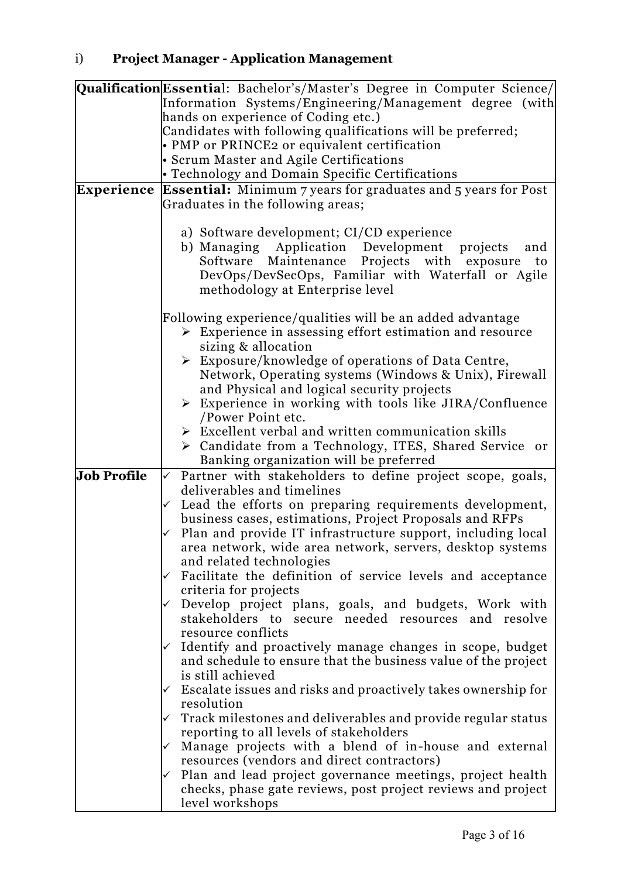### i) Project Manager - Application Management

| | |
|---|---|
| **Qualification** | **Essential**: Bachelor's/Master's Degree in Computer Science/ Information Systems/Engineering/Management degree (with hands on experience of Coding etc.)<br>Candidates with following qualifications will be preferred;<br>• PMP or PRINCE2 or equivalent certification<br>• Scrum Master and Agile Certifications<br>• Technology and Domain Specific Certifications |
| **Experience** | **Essential:** Minimum 7 years for graduates and 5 years for Post Graduates in the following areas;<br><br>a) Software development; CI/CD experience<br>b) Managing Application Development projects and Software Maintenance Projects with exposure to DevOps/DevSecOps, Familiar with Waterfall or Agile methodology at Enterprise level<br><br>Following experience/qualities will be an added advantage<br>➢ Experience in assessing effort estimation and resource sizing & allocation<br>➢ Exposure/knowledge of operations of Data Centre, Network, Operating systems (Windows & Unix), Firewall and Physical and logical security projects<br>➢ Experience in working with tools like JIRA/Confluence /Power Point etc.<br>➢ Excellent verbal and written communication skills<br>➢ Candidate from a Technology, ITES, Shared Service or Banking organization will be preferred |
| **Job Profile** | ✓ Partner with stakeholders to define project scope, goals, deliverables and timelines<br>✓ Lead the efforts on preparing requirements development, business cases, estimations, Project Proposals and RFPs<br>✓ Plan and provide IT infrastructure support, including local area network, wide area network, servers, desktop systems and related technologies<br>✓ Facilitate the definition of service levels and acceptance criteria for projects<br>✓ Develop project plans, goals, and budgets, Work with stakeholders to secure needed resources and resolve resource conflicts<br>✓ Identify and proactively manage changes in scope, budget and schedule to ensure that the business value of the project is still achieved<br>✓ Escalate issues and risks and proactively takes ownership for resolution<br>✓ Track milestones and deliverables and provide regular status reporting to all levels of stakeholders<br>✓ Manage projects with a blend of in-house and external resources (vendors and direct contractors)<br>✓ Plan and lead project governance meetings, project health checks, phase gate reviews, post project reviews and project level workshops |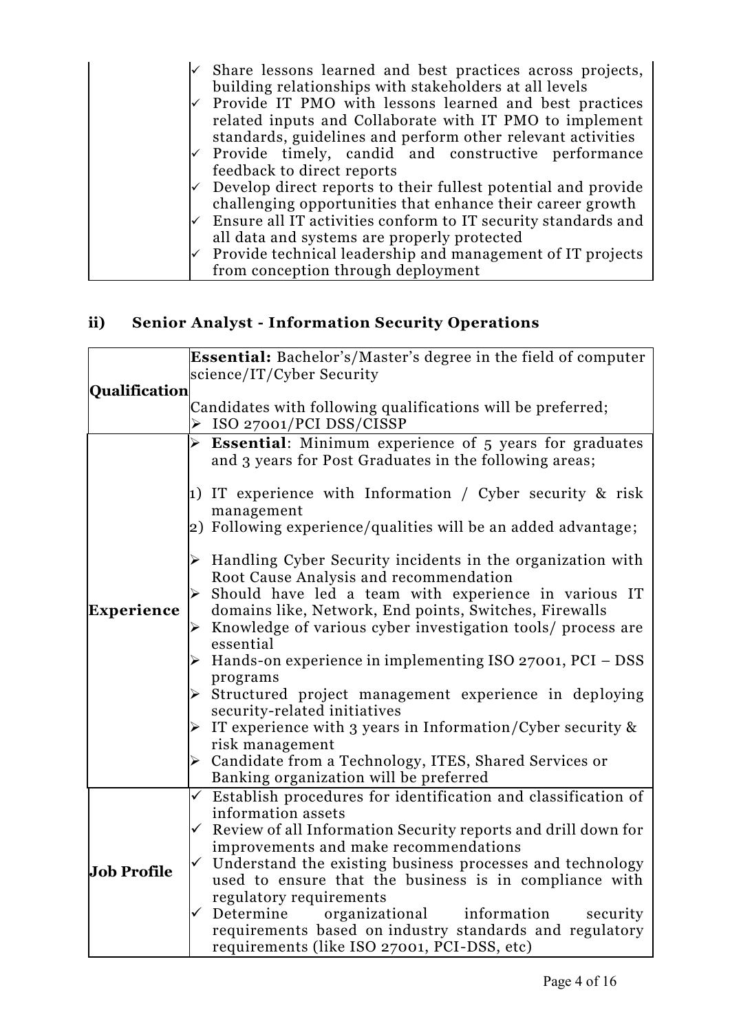| | |
|---|---|
| | ✓ Share lessons learned and best practices across projects, building relationships with stakeholders at all levels<br>✓ Provide IT PMO with lessons learned and best practices related inputs and Collaborate with IT PMO to implement standards, guidelines and perform other relevant activities<br>✓ Provide timely, candid and constructive performance feedback to direct reports<br>✓ Develop direct reports to their fullest potential and provide challenging opportunities that enhance their career growth<br>✓ Ensure all IT activities conform to IT security standards and all data and systems are properly protected<br>✓ Provide technical leadership and management of IT projects from conception through deployment |

## ii) Senior Analyst - Information Security Operations

| | |
|---|---|
| **Qualification** | **Essential:** Bachelor's/Master's degree in the field of computer science/IT/Cyber Security<br><br>Candidates with following qualifications will be preferred;<br>➢ ISO 27001/PCI DSS/CISSP |
| **Experience** | ➢ **Essential**: Minimum experience of 5 years for graduates and 3 years for Post Graduates in the following areas;<br><br>1) IT experience with Information / Cyber security & risk management<br>2) Following experience/qualities will be an added advantage;<br><br>➢ Handling Cyber Security incidents in the organization with Root Cause Analysis and recommendation<br>➢ Should have led a team with experience in various IT domains like, Network, End points, Switches, Firewalls<br>➢ Knowledge of various cyber investigation tools/ process are essential<br>➢ Hands-on experience in implementing ISO 27001, PCI – DSS programs<br>➢ Structured project management experience in deploying security-related initiatives<br>➢ IT experience with 3 years in Information/Cyber security & risk management<br>➢ Candidate from a Technology, ITES, Shared Services or Banking organization will be preferred |
| **Job Profile** | ✓ Establish procedures for identification and classification of information assets<br>✓ Review of all Information Security reports and drill down for improvements and make recommendations<br>✓ Understand the existing business processes and technology used to ensure that the business is in compliance with regulatory requirements<br>✓ Determine organizational information security requirements based on industry standards and regulatory requirements (like ISO 27001, PCI-DSS, etc) |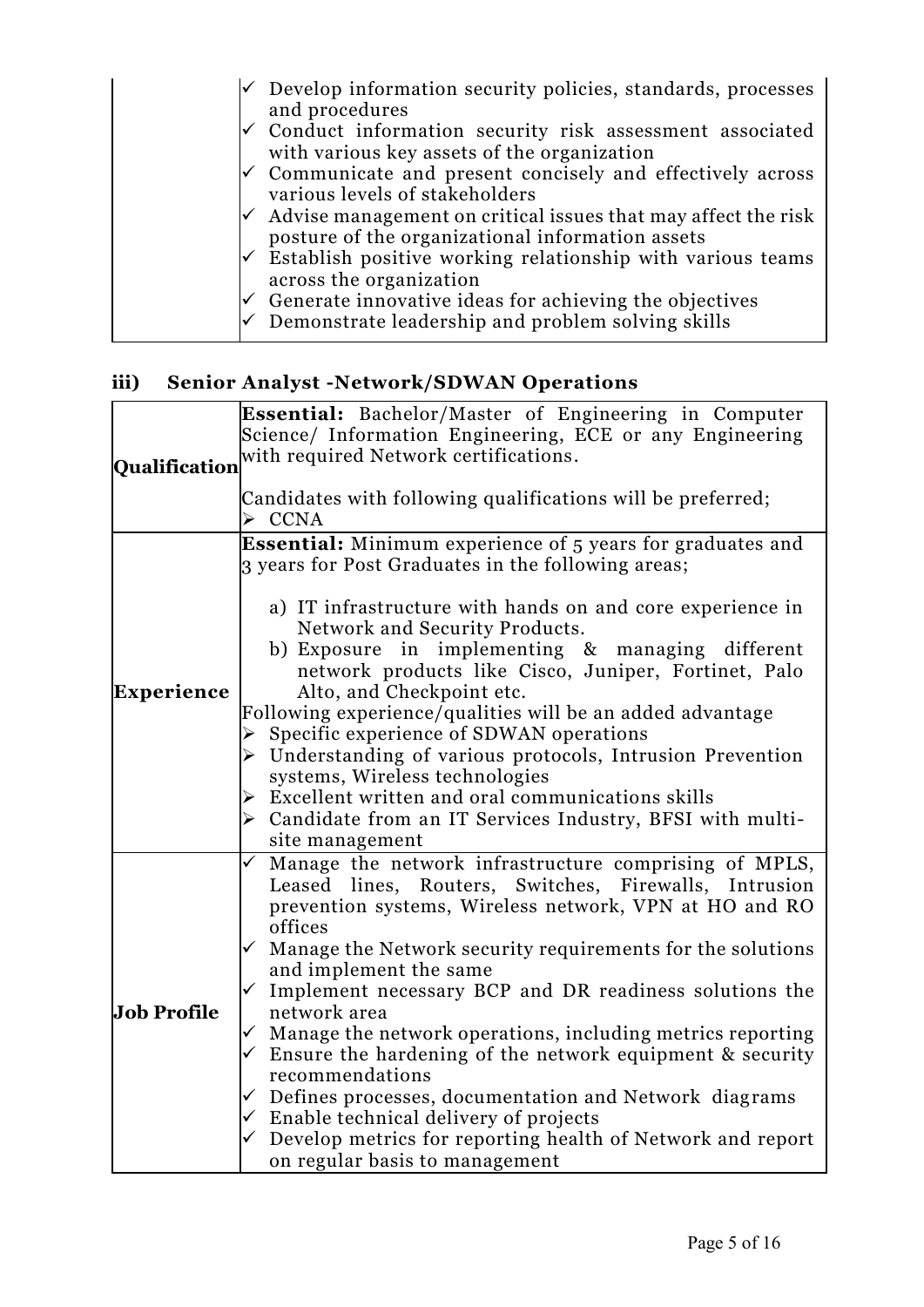| | |
|---|---|
| | ✓ Develop information security policies, standards, processes and procedures<br>✓ Conduct information security risk assessment associated with various key assets of the organization<br>✓ Communicate and present concisely and effectively across various levels of stakeholders<br>✓ Advise management on critical issues that may affect the risk posture of the organizational information assets<br>✓ Establish positive working relationship with various teams across the organization<br>✓ Generate innovative ideas for achieving the objectives<br>✓ Demonstrate leadership and problem solving skills |

### iii) Senior Analyst -Network/SDWAN Operations

| | |
|---|---|
| **Qualification** | **Essential:** Bachelor/Master of Engineering in Computer Science/ Information Engineering, ECE or any Engineering with required Network certifications.<br><br>Candidates with following qualifications will be preferred;<br>➢ CCNA |
| **Experience** | **Essential:** Minimum experience of 5 years for graduates and 3 years for Post Graduates in the following areas;<br><br>a) IT infrastructure with hands on and core experience in Network and Security Products.<br>b) Exposure in implementing & managing different network products like Cisco, Juniper, Fortinet, Palo Alto, and Checkpoint etc.<br>Following experience/qualities will be an added advantage<br>➢ Specific experience of SDWAN operations<br>➢ Understanding of various protocols, Intrusion Prevention systems, Wireless technologies<br>➢ Excellent written and oral communications skills<br>➢ Candidate from an IT Services Industry, BFSI with multi-site management |
| **Job Profile** | ✓ Manage the network infrastructure comprising of MPLS, Leased lines, Routers, Switches, Firewalls, Intrusion prevention systems, Wireless network, VPN at HO and RO offices<br>✓ Manage the Network security requirements for the solutions and implement the same<br>✓ Implement necessary BCP and DR readiness solutions the network area<br>✓ Manage the network operations, including metrics reporting<br>✓ Ensure the hardening of the network equipment & security recommendations<br>✓ Defines processes, documentation and Network diagrams<br>✓ Enable technical delivery of projects<br>✓ Develop metrics for reporting health of Network and report on regular basis to management |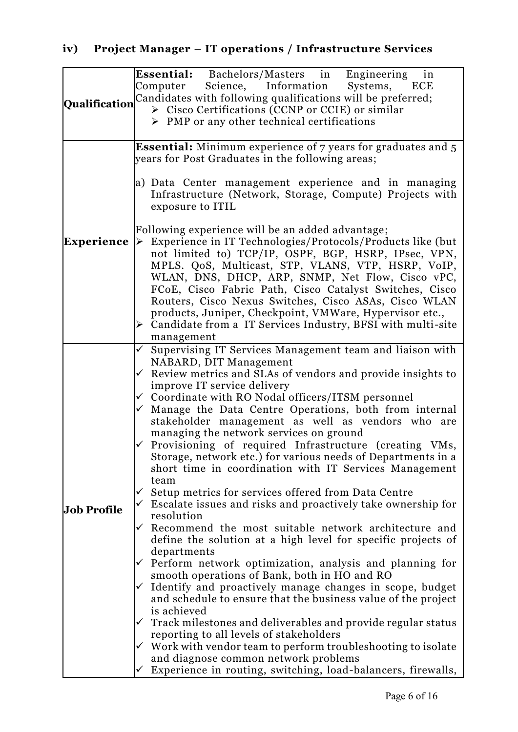### iv) Project Manager – IT operations / Infrastructure Services

| | |
|---|---|
| **Qualification** | **Essential:** Bachelors/Masters in Engineering in Computer Science, Information Systems, ECE<br>Candidates with following qualifications will be preferred;<br>➢ Cisco Certifications (CCNP or CCIE) or similar<br>➢ PMP or any other technical certifications |
| **Experience** | **Essential:** Minimum experience of 7 years for graduates and 5 years for Post Graduates in the following areas;<br><br>a) Data Center management experience and in managing Infrastructure (Network, Storage, Compute) Projects with exposure to ITIL<br><br>Following experience will be an added advantage;<br>➢ Experience in IT Technologies/Protocols/Products like (but not limited to) TCP/IP, OSPF, BGP, HSRP, IPsec, VPN, MPLS. QoS, Multicast, STP, VLANS, VTP, HSRP, VoIP, WLAN, DNS, DHCP, ARP, SNMP, Net Flow, Cisco vPC, FCoE, Cisco Fabric Path, Cisco Catalyst Switches, Cisco Routers, Cisco Nexus Switches, Cisco ASAs, Cisco WLAN products, Juniper, Checkpoint, VMWare, Hypervisor etc.,<br>➢ Candidate from a IT Services Industry, BFSI with multi-site management |
| **Job Profile** | ✓ Supervising IT Services Management team and liaison with NABARD, DIT Management<br>✓ Review metrics and SLAs of vendors and provide insights to improve IT service delivery<br>✓ Coordinate with RO Nodal officers/ITSM personnel<br>✓ Manage the Data Centre Operations, both from internal stakeholder management as well as vendors who are managing the network services on ground<br>✓ Provisioning of required Infrastructure (creating VMs, Storage, network etc.) for various needs of Departments in a short time in coordination with IT Services Management team<br>✓ Setup metrics for services offered from Data Centre<br>✓ Escalate issues and risks and proactively take ownership for resolution<br>✓ Recommend the most suitable network architecture and define the solution at a high level for specific projects of departments<br>✓ Perform network optimization, analysis and planning for smooth operations of Bank, both in HO and RO<br>✓ Identify and proactively manage changes in scope, budget and schedule to ensure that the business value of the project is achieved<br>✓ Track milestones and deliverables and provide regular status reporting to all levels of stakeholders<br>✓ Work with vendor team to perform troubleshooting to isolate and diagnose common network problems<br>✓ Experience in routing, switching, load-balancers, firewalls, |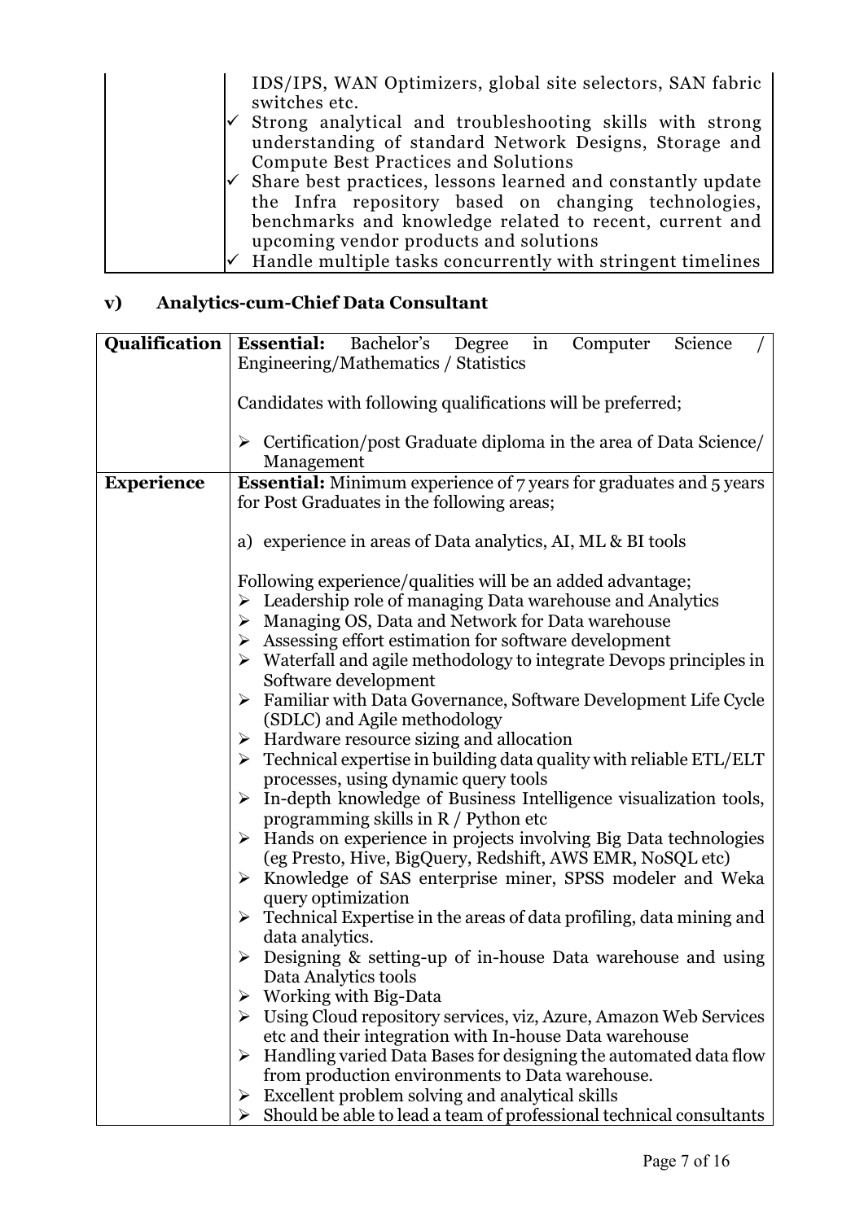| | |
|---|---|
| | IDS/IPS, WAN Optimizers, global site selectors, SAN fabric switches etc.<br>✓ Strong analytical and troubleshooting skills with strong understanding of standard Network Designs, Storage and Compute Best Practices and Solutions<br>✓ Share best practices, lessons learned and constantly update the Infra repository based on changing technologies, benchmarks and knowledge related to recent, current and upcoming vendor products and solutions<br>✓ Handle multiple tasks concurrently with stringent timelines |

### v) Analytics-cum-Chief Data Consultant

| | |
|---|---|
| **Qualification** | **Essential:** Bachelor's Degree in Computer Science / Engineering/Mathematics / Statistics<br><br>Candidates with following qualifications will be preferred;<br><br>➢ Certification/post Graduate diploma in the area of Data Science/ Management |
| **Experience** | **Essential:** Minimum experience of 7 years for graduates and 5 years for Post Graduates in the following areas;<br><br>a) experience in areas of Data analytics, AI, ML & BI tools<br><br>Following experience/qualities will be an added advantage;<br>➢ Leadership role of managing Data warehouse and Analytics<br>➢ Managing OS, Data and Network for Data warehouse<br>➢ Assessing effort estimation for software development<br>➢ Waterfall and agile methodology to integrate Devops principles in Software development<br>➢ Familiar with Data Governance, Software Development Life Cycle (SDLC) and Agile methodology<br>➢ Hardware resource sizing and allocation<br>➢ Technical expertise in building data quality with reliable ETL/ELT processes, using dynamic query tools<br>➢ In-depth knowledge of Business Intelligence visualization tools, programming skills in R / Python etc<br>➢ Hands on experience in projects involving Big Data technologies (eg Presto, Hive, BigQuery, Redshift, AWS EMR, NoSQL etc)<br>➢ Knowledge of SAS enterprise miner, SPSS modeler and Weka query optimization<br>➢ Technical Expertise in the areas of data profiling, data mining and data analytics.<br>➢ Designing & setting-up of in-house Data warehouse and using Data Analytics tools<br>➢ Working with Big-Data<br>➢ Using Cloud repository services, viz, Azure, Amazon Web Services etc and their integration with In-house Data warehouse<br>➢ Handling varied Data Bases for designing the automated data flow from production environments to Data warehouse.<br>➢ Excellent problem solving and analytical skills<br>➢ Should be able to lead a team of professional technical consultants |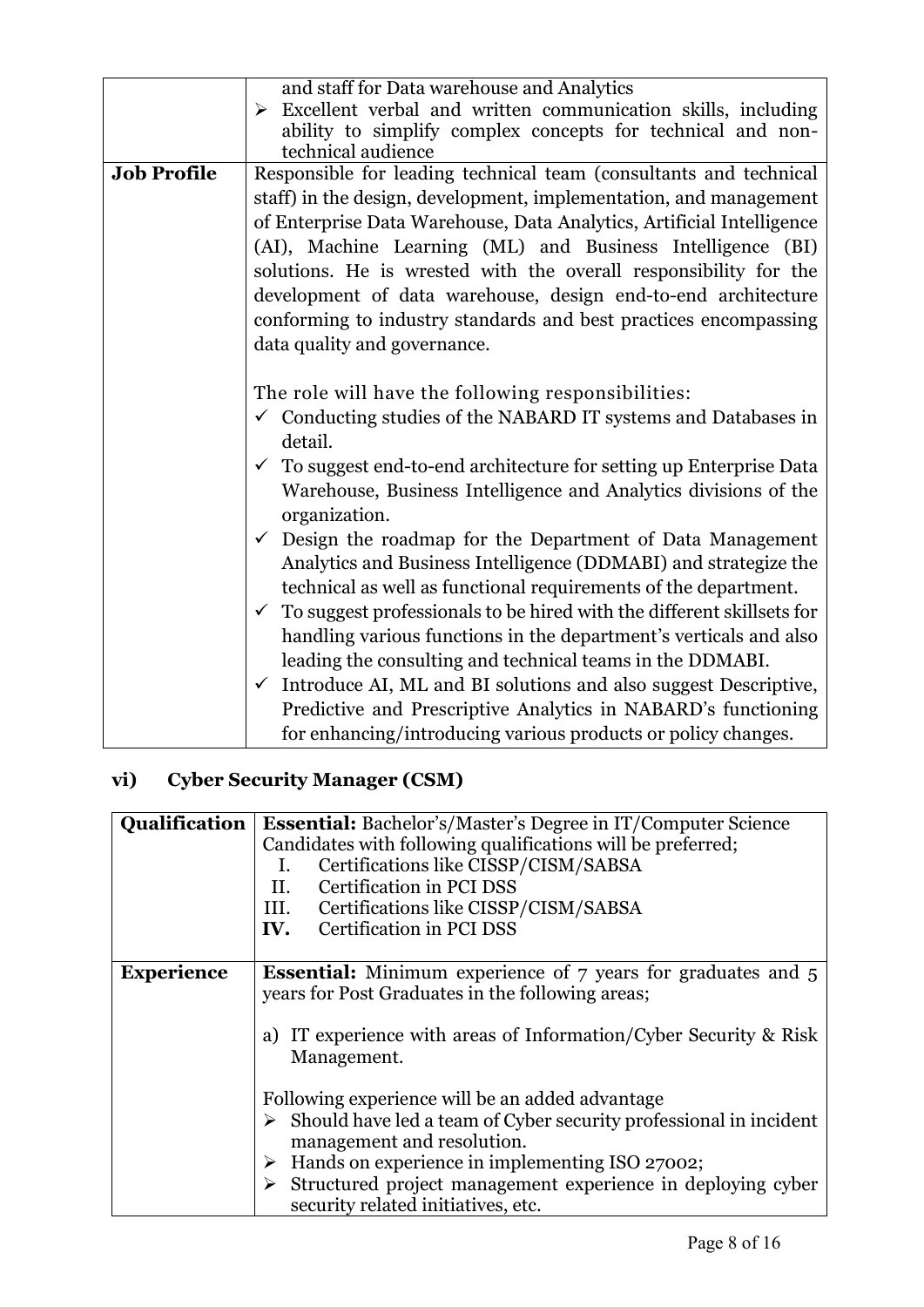| | |
|---|---|
| | and staff for Data warehouse and Analytics<br>➢ Excellent verbal and written communication skills, including ability to simplify complex concepts for technical and non-technical audience |
| **Job Profile** | Responsible for leading technical team (consultants and technical staff) in the design, development, implementation, and management of Enterprise Data Warehouse, Data Analytics, Artificial Intelligence (AI), Machine Learning (ML) and Business Intelligence (BI) solutions. He is wrested with the overall responsibility for the development of data warehouse, design end-to-end architecture conforming to industry standards and best practices encompassing data quality and governance.<br><br>The role will have the following responsibilities:<br>✓ Conducting studies of the NABARD IT systems and Databases in detail.<br>✓ To suggest end-to-end architecture for setting up Enterprise Data Warehouse, Business Intelligence and Analytics divisions of the organization.<br>✓ Design the roadmap for the Department of Data Management Analytics and Business Intelligence (DDMABI) and strategize the technical as well as functional requirements of the department.<br>✓ To suggest professionals to be hired with the different skillsets for handling various functions in the department's verticals and also leading the consulting and technical teams in the DDMABI.<br>✓ Introduce AI, ML and BI solutions and also suggest Descriptive, Predictive and Prescriptive Analytics in NABARD's functioning for enhancing/introducing various products or policy changes. |

### vi) Cyber Security Manager (CSM)

| | |
|---|---|
| **Qualification** | **Essential:** Bachelor's/Master's Degree in IT/Computer Science<br>Candidates with following qualifications will be preferred;<br>I. Certifications like CISSP/CISM/SABSA<br>II. Certification in PCI DSS<br>III. Certifications like CISSP/CISM/SABSA<br>**IV.** Certification in PCI DSS |
| **Experience** | **Essential:** Minimum experience of 7 years for graduates and 5 years for Post Graduates in the following areas;<br><br>a) IT experience with areas of Information/Cyber Security & Risk Management.<br><br>Following experience will be an added advantage<br>➢ Should have led a team of Cyber security professional in incident management and resolution.<br>➢ Hands on experience in implementing ISO 27002;<br>➢ Structured project management experience in deploying cyber security related initiatives, etc. |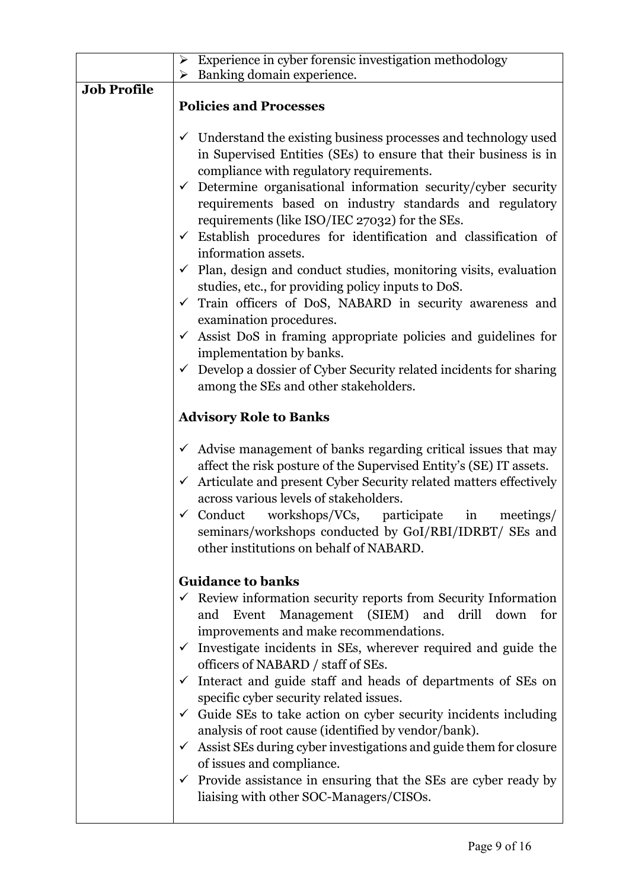| | |
|---|---|
| | ➢ Experience in cyber forensic investigation methodology<br>➢ Banking domain experience. |
| **Job Profile** | **Policies and Processes**<br><br>✓ Understand the existing business processes and technology used in Supervised Entities (SEs) to ensure that their business is in compliance with regulatory requirements.<br>✓ Determine organisational information security/cyber security requirements based on industry standards and regulatory requirements (like ISO/IEC 27032) for the SEs.<br>✓ Establish procedures for identification and classification of information assets.<br>✓ Plan, design and conduct studies, monitoring visits, evaluation studies, etc., for providing policy inputs to DoS.<br>✓ Train officers of DoS, NABARD in security awareness and examination procedures.<br>✓ Assist DoS in framing appropriate policies and guidelines for implementation by banks.<br>✓ Develop a dossier of Cyber Security related incidents for sharing among the SEs and other stakeholders.<br><br>**Advisory Role to Banks**<br><br>✓ Advise management of banks regarding critical issues that may affect the risk posture of the Supervised Entity's (SE) IT assets.<br>✓ Articulate and present Cyber Security related matters effectively across various levels of stakeholders.<br>✓ Conduct workshops/VCs, participate in meetings/ seminars/workshops conducted by GoI/RBI/IDRBT/ SEs and other institutions on behalf of NABARD.<br><br>**Guidance to banks**<br>✓ Review information security reports from Security Information and Event Management (SIEM) and drill down for improvements and make recommendations.<br>✓ Investigate incidents in SEs, wherever required and guide the officers of NABARD / staff of SEs.<br>✓ Interact and guide staff and heads of departments of SEs on specific cyber security related issues.<br>✓ Guide SEs to take action on cyber security incidents including analysis of root cause (identified by vendor/bank).<br>✓ Assist SEs during cyber investigations and guide them for closure of issues and compliance.<br>✓ Provide assistance in ensuring that the SEs are cyber ready by liaising with other SOC-Managers/CISOs. |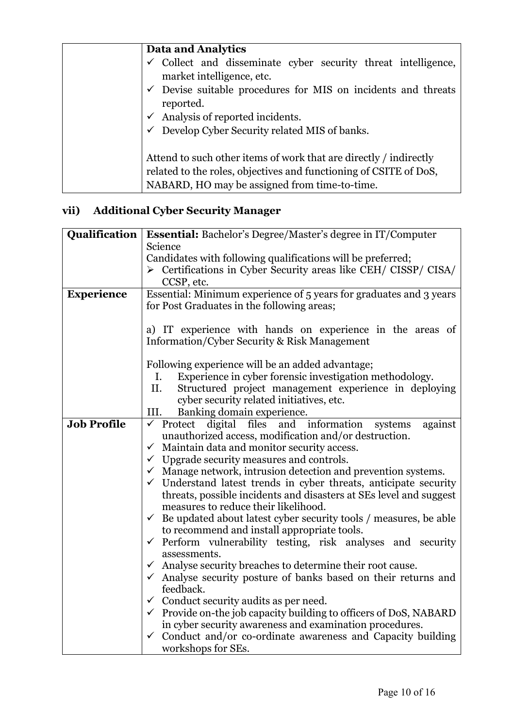| | **Data and Analytics**<br>✓ Collect and disseminate cyber security threat intelligence, market intelligence, etc.<br>✓ Devise suitable procedures for MIS on incidents and threats reported.<br>✓ Analysis of reported incidents.<br>✓ Develop Cyber Security related MIS of banks.<br><br>Attend to such other items of work that are directly / indirectly related to the roles, objectives and functioning of CSITE of DoS, NABARD, HO may be assigned from time-to-time. |
|---|---|

### vii) Additional Cyber Security Manager

| **Qualification** | **Essential:** Bachelor's Degree/Master's degree in IT/Computer Science<br>Candidates with following qualifications will be preferred;<br>➢ Certifications in Cyber Security areas like CEH/ CISSP/ CISA/ CCSP, etc. |
|---|---|
| **Experience** | Essential: Minimum experience of 5 years for graduates and 3 years for Post Graduates in the following areas;<br><br>a) IT experience with hands on experience in the areas of Information/Cyber Security & Risk Management<br><br>Following experience will be an added advantage;<br>I. Experience in cyber forensic investigation methodology.<br>II. Structured project management experience in deploying cyber security related initiatives, etc.<br>III. Banking domain experience. |
| **Job Profile** | ✓ Protect digital files and information systems against unauthorized access, modification and/or destruction.<br>✓ Maintain data and monitor security access.<br>✓ Upgrade security measures and controls.<br>✓ Manage network, intrusion detection and prevention systems.<br>✓ Understand latest trends in cyber threats, anticipate security threats, possible incidents and disasters at SEs level and suggest measures to reduce their likelihood.<br>✓ Be updated about latest cyber security tools / measures, be able to recommend and install appropriate tools.<br>✓ Perform vulnerability testing, risk analyses and security assessments.<br>✓ Analyse security breaches to determine their root cause.<br>✓ Analyse security posture of banks based on their returns and feedback.<br>✓ Conduct security audits as per need.<br>✓ Provide on-the job capacity building to officers of DoS, NABARD in cyber security awareness and examination procedures.<br>✓ Conduct and/or co-ordinate awareness and Capacity building workshops for SEs. |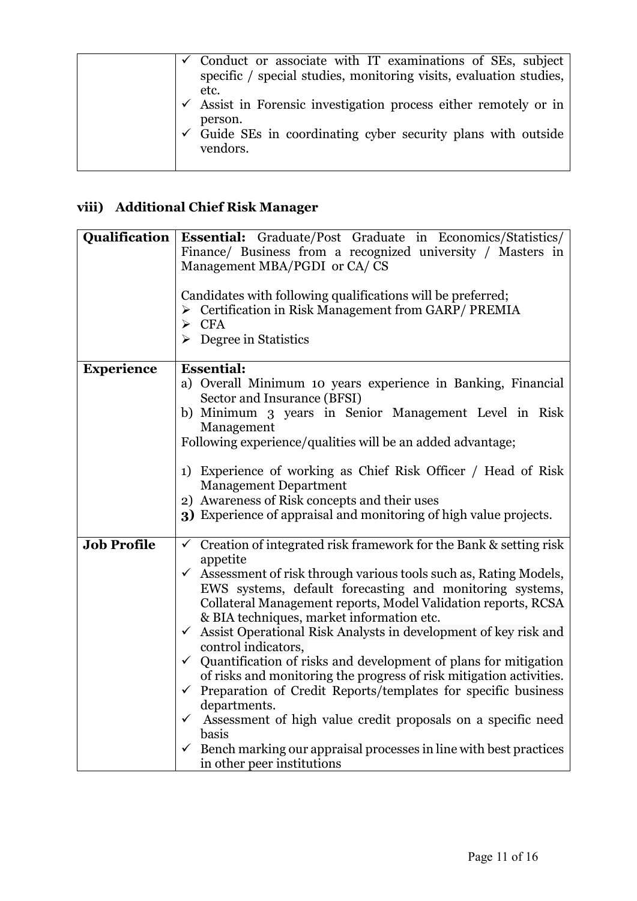| | |
|---|---|
| | ✓ Conduct or associate with IT examinations of SEs, subject specific / special studies, monitoring visits, evaluation studies, etc.<br>✓ Assist in Forensic investigation process either remotely or in person.<br>✓ Guide SEs in coordinating cyber security plans with outside vendors. |

### viii) Additional Chief Risk Manager

| | |
|---|---|
| **Qualification** | **Essential:** Graduate/Post Graduate in Economics/Statistics/ Finance/ Business from a recognized university / Masters in Management MBA/PGDI or CA/ CS<br><br>Candidates with following qualifications will be preferred;<br>➢ Certification in Risk Management from GARP/ PREMIA<br>➢ CFA<br>➢ Degree in Statistics |
| **Experience** | **Essential:**<br>a) Overall Minimum 10 years experience in Banking, Financial Sector and Insurance (BFSI)<br>b) Minimum 3 years in Senior Management Level in Risk Management<br>Following experience/qualities will be an added advantage;<br><br>1) Experience of working as Chief Risk Officer / Head of Risk Management Department<br>2) Awareness of Risk concepts and their uses<br>**3)** Experience of appraisal and monitoring of high value projects. |
| **Job Profile** | ✓ Creation of integrated risk framework for the Bank & setting risk appetite<br>✓ Assessment of risk through various tools such as, Rating Models, EWS systems, default forecasting and monitoring systems, Collateral Management reports, Model Validation reports, RCSA & BIA techniques, market information etc.<br>✓ Assist Operational Risk Analysts in development of key risk and control indicators,<br>✓ Quantification of risks and development of plans for mitigation of risks and monitoring the progress of risk mitigation activities.<br>✓ Preparation of Credit Reports/templates for specific business departments.<br>✓ Assessment of high value credit proposals on a specific need basis<br>✓ Bench marking our appraisal processes in line with best practices in other peer institutions |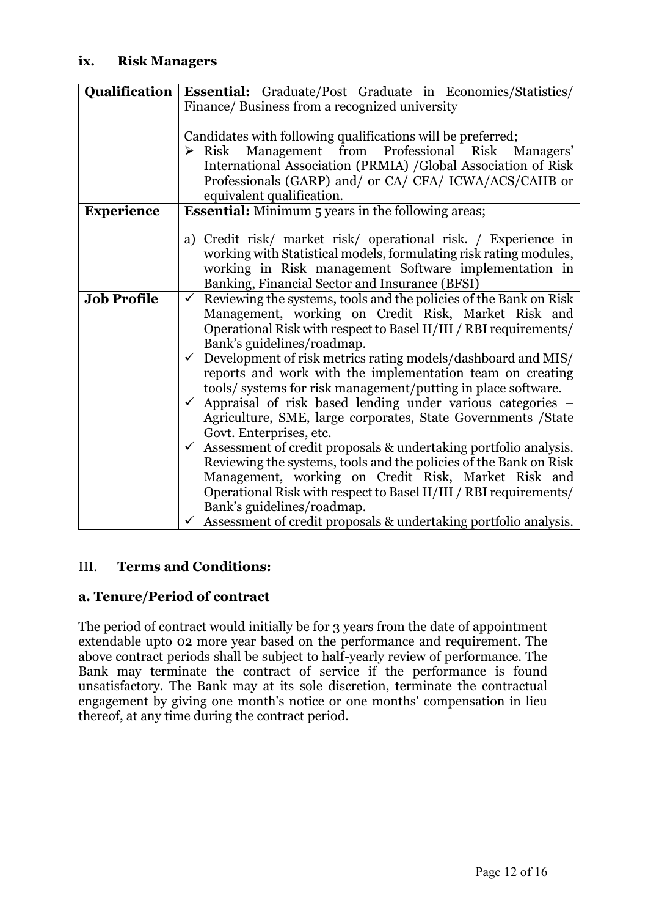### ix. Risk Managers

| | |
|---|---|
| **Qualification** | **Essential:** Graduate/Post Graduate in Economics/Statistics/ Finance/ Business from a recognized university<br><br>Candidates with following qualifications will be preferred;<br>➢ Risk Management from Professional Risk Managers' International Association (PRMIA) /Global Association of Risk Professionals (GARP) and/ or CA/ CFA/ ICWA/ACS/CAIIB or equivalent qualification. |
| **Experience** | **Essential:** Minimum 5 years in the following areas;<br><br>a) Credit risk/ market risk/ operational risk. / Experience in working with Statistical models, formulating risk rating modules, working in Risk management Software implementation in Banking, Financial Sector and Insurance (BFSI) |
| **Job Profile** | ✓ Reviewing the systems, tools and the policies of the Bank on Risk Management, working on Credit Risk, Market Risk and Operational Risk with respect to Basel II/III / RBI requirements/ Bank's guidelines/roadmap.<br>✓ Development of risk metrics rating models/dashboard and MIS/ reports and work with the implementation team on creating tools/ systems for risk management/putting in place software.<br>✓ Appraisal of risk based lending under various categories – Agriculture, SME, large corporates, State Governments /State Govt. Enterprises, etc.<br>✓ Assessment of credit proposals & undertaking portfolio analysis. Reviewing the systems, tools and the policies of the Bank on Risk Management, working on Credit Risk, Market Risk and Operational Risk with respect to Basel II/III / RBI requirements/ Bank's guidelines/roadmap.<br>✓ Assessment of credit proposals & undertaking portfolio analysis. |

## III. **Terms and Conditions:**

### a. Tenure/Period of contract

The period of contract would initially be for 3 years from the date of appointment extendable upto 02 more year based on the performance and requirement. The above contract periods shall be subject to half-yearly review of performance. The Bank may terminate the contract of service if the performance is found unsatisfactory. The Bank may at its sole discretion, terminate the contractual engagement by giving one month's notice or one months' compensation in lieu thereof, at any time during the contract period.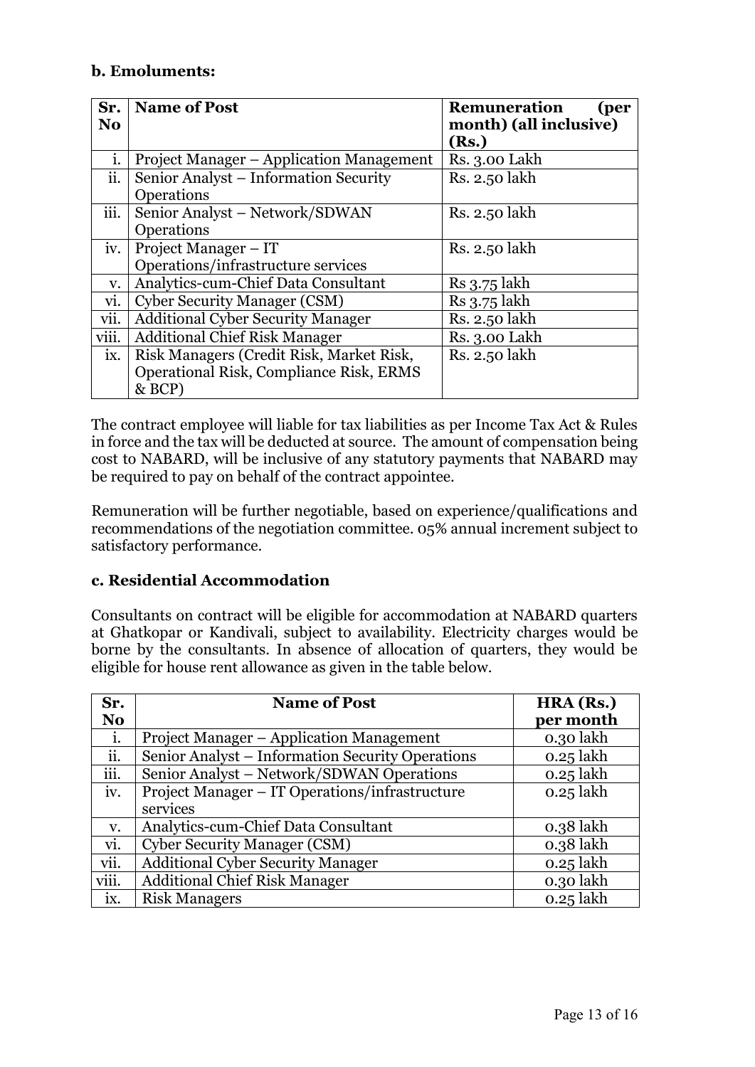**b. Emoluments:**

| Sr. No | Name of Post | Remuneration (per month) (all inclusive) (Rs.) |
|---|---|---|
| i. | Project Manager – Application Management | Rs. 3.00 Lakh |
| ii. | Senior Analyst – Information Security Operations | Rs. 2.50 lakh |
| iii. | Senior Analyst – Network/SDWAN Operations | Rs. 2.50 lakh |
| iv. | Project Manager – IT Operations/infrastructure services | Rs. 2.50 lakh |
| v. | Analytics-cum-Chief Data Consultant | Rs 3.75 lakh |
| vi. | Cyber Security Manager (CSM) | Rs 3.75 lakh |
| vii. | Additional Cyber Security Manager | Rs. 2.50 lakh |
| viii. | Additional Chief Risk Manager | Rs. 3.00 Lakh |
| ix. | Risk Managers (Credit Risk, Market Risk, Operational Risk, Compliance Risk, ERMS & BCP) | Rs. 2.50 lakh |

The contract employee will liable for tax liabilities as per Income Tax Act & Rules in force and the tax will be deducted at source. The amount of compensation being cost to NABARD, will be inclusive of any statutory payments that NABARD may be required to pay on behalf of the contract appointee.

Remuneration will be further negotiable, based on experience/qualifications and recommendations of the negotiation committee. 05% annual increment subject to satisfactory performance.

**c. Residential Accommodation**

Consultants on contract will be eligible for accommodation at NABARD quarters at Ghatkopar or Kandivali, subject to availability. Electricity charges would be borne by the consultants. In absence of allocation of quarters, they would be eligible for house rent allowance as given in the table below.

| Sr. No | Name of Post | HRA (Rs.) per month |
|---|---|---|
| i. | Project Manager – Application Management | 0.30 lakh |
| ii. | Senior Analyst – Information Security Operations | 0.25 lakh |
| iii. | Senior Analyst – Network/SDWAN Operations | 0.25 lakh |
| iv. | Project Manager – IT Operations/infrastructure services | 0.25 lakh |
| v. | Analytics-cum-Chief Data Consultant | 0.38 lakh |
| vi. | Cyber Security Manager (CSM) | 0.38 lakh |
| vii. | Additional Cyber Security Manager | 0.25 lakh |
| viii. | Additional Chief Risk Manager | 0.30 lakh |
| ix. | Risk Managers | 0.25 lakh |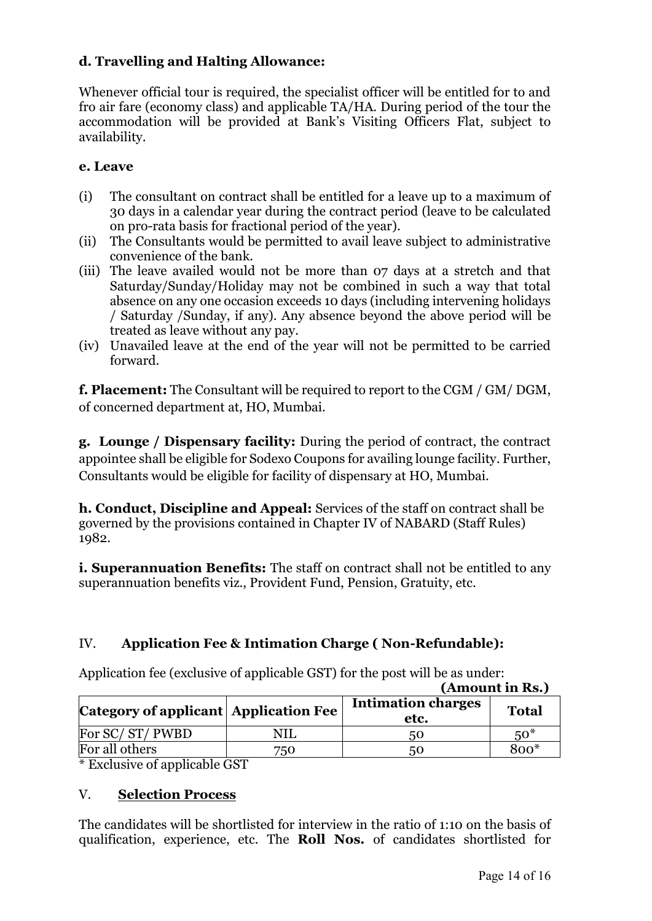**d. Travelling and Halting Allowance:**

Whenever official tour is required, the specialist officer will be entitled for to and fro air fare (economy class) and applicable TA/HA. During period of the tour the accommodation will be provided at Bank's Visiting Officers Flat, subject to availability.

**e. Leave**

(i) The consultant on contract shall be entitled for a leave up to a maximum of 30 days in a calendar year during the contract period (leave to be calculated on pro-rata basis for fractional period of the year).

(ii) The Consultants would be permitted to avail leave subject to administrative convenience of the bank.

(iii) The leave availed would not be more than 07 days at a stretch and that Saturday/Sunday/Holiday may not be combined in such a way that total absence on any one occasion exceeds 10 days (including intervening holidays / Saturday /Sunday, if any). Any absence beyond the above period will be treated as leave without any pay.

(iv) Unavailed leave at the end of the year will not be permitted to be carried forward.

**f. Placement:** The Consultant will be required to report to the CGM / GM/ DGM, of concerned department at, HO, Mumbai.

**g. Lounge / Dispensary facility:** During the period of contract, the contract appointee shall be eligible for Sodexo Coupons for availing lounge facility. Further, Consultants would be eligible for facility of dispensary at HO, Mumbai.

**h. Conduct, Discipline and Appeal:** Services of the staff on contract shall be governed by the provisions contained in Chapter IV of NABARD (Staff Rules) 1982.

**i. Superannuation Benefits:** The staff on contract shall not be entitled to any superannuation benefits viz., Provident Fund, Pension, Gratuity, etc.

## IV. Application Fee & Intimation Charge ( Non-Refundable):

Application fee (exclusive of applicable GST) for the post will be as under:

**(Amount in Rs.)**

| Category of applicant | Application Fee | Intimation charges etc. | Total |
|---|---|---|---|
| For SC/ ST/ PWBD | NIL | 50 | 50* |
| For all others | 750 | 50 | 800* |

* Exclusive of applicable GST

## V. Selection Process

The candidates will be shortlisted for interview in the ratio of 1:10 on the basis of qualification, experience, etc. The **Roll Nos.** of candidates shortlisted for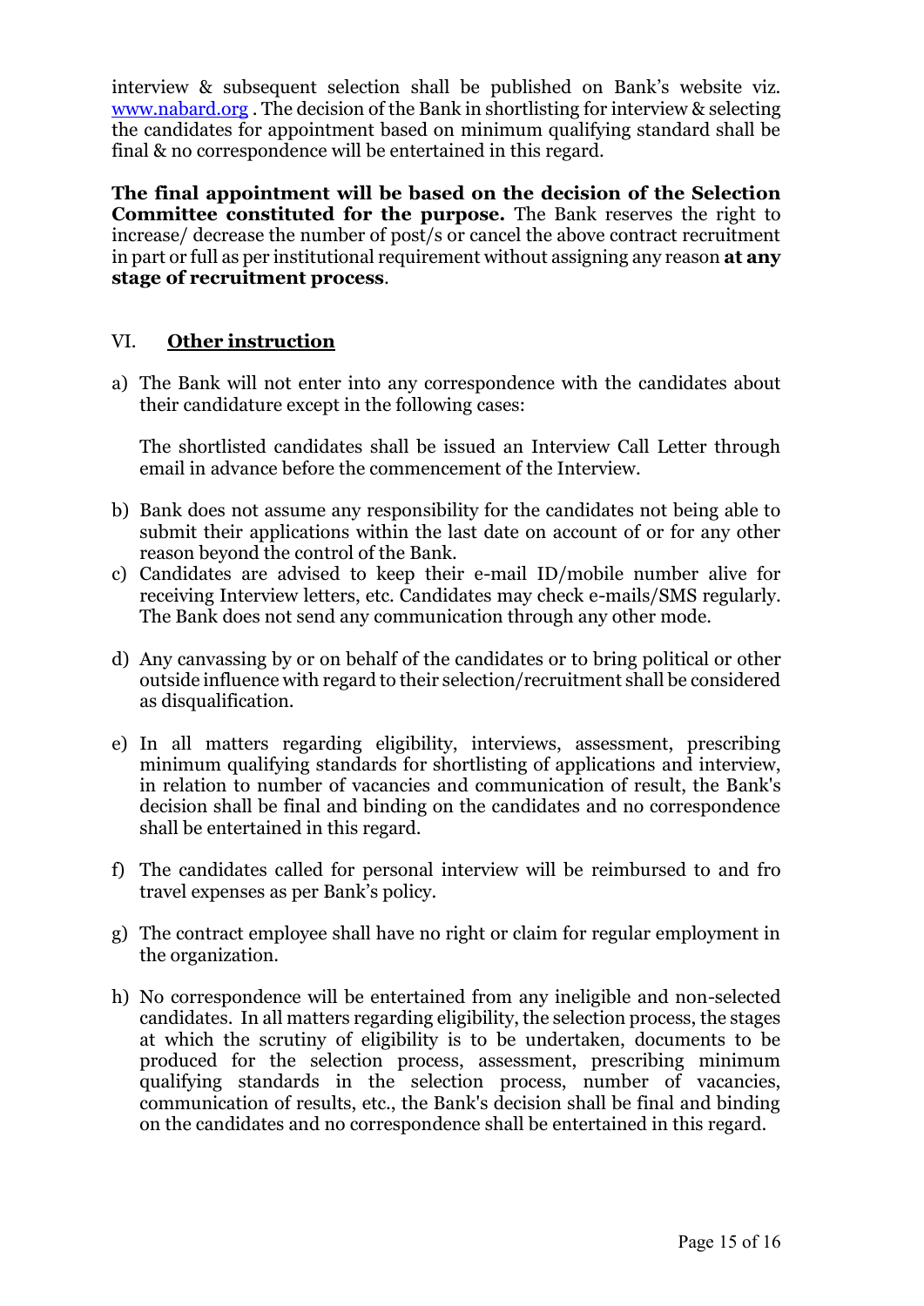interview & subsequent selection shall be published on Bank's website viz. [www.nabard.org](http://www.nabard.org) . The decision of the Bank in shortlisting for interview & selecting the candidates for appointment based on minimum qualifying standard shall be final & no correspondence will be entertained in this regard.

**The final appointment will be based on the decision of the Selection Committee constituted for the purpose.** The Bank reserves the right to increase/ decrease the number of post/s or cancel the above contract recruitment in part or full as per institutional requirement without assigning any reason **at any stage of recruitment process**.

## VI. Other instruction

a) The Bank will not enter into any correspondence with the candidates about their candidature except in the following cases:

   The shortlisted candidates shall be issued an Interview Call Letter through email in advance before the commencement of the Interview.

b) Bank does not assume any responsibility for the candidates not being able to submit their applications within the last date on account of or for any other reason beyond the control of the Bank.

c) Candidates are advised to keep their e-mail ID/mobile number alive for receiving Interview letters, etc. Candidates may check e-mails/SMS regularly. The Bank does not send any communication through any other mode.

d) Any canvassing by or on behalf of the candidates or to bring political or other outside influence with regard to their selection/recruitment shall be considered as disqualification.

e) In all matters regarding eligibility, interviews, assessment, prescribing minimum qualifying standards for shortlisting of applications and interview, in relation to number of vacancies and communication of result, the Bank's decision shall be final and binding on the candidates and no correspondence shall be entertained in this regard.

f) The candidates called for personal interview will be reimbursed to and fro travel expenses as per Bank's policy.

g) The contract employee shall have no right or claim for regular employment in the organization.

h) No correspondence will be entertained from any ineligible and non-selected candidates. In all matters regarding eligibility, the selection process, the stages at which the scrutiny of eligibility is to be undertaken, documents to be produced for the selection process, assessment, prescribing minimum qualifying standards in the selection process, number of vacancies, communication of results, etc., the Bank's decision shall be final and binding on the candidates and no correspondence shall be entertained in this regard.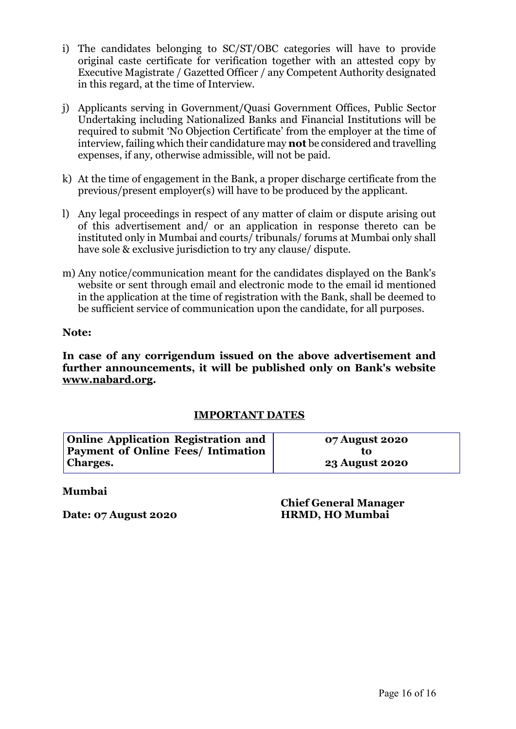i) The candidates belonging to SC/ST/OBC categories will have to provide original caste certificate for verification together with an attested copy by Executive Magistrate / Gazetted Officer / any Competent Authority designated in this regard, at the time of Interview.

j) Applicants serving in Government/Quasi Government Offices, Public Sector Undertaking including Nationalized Banks and Financial Institutions will be required to submit 'No Objection Certificate' from the employer at the time of interview, failing which their candidature may **not** be considered and travelling expenses, if any, otherwise admissible, will not be paid.

k) At the time of engagement in the Bank, a proper discharge certificate from the previous/present employer(s) will have to be produced by the applicant.

l) Any legal proceedings in respect of any matter of claim or dispute arising out of this advertisement and/ or an application in response thereto can be instituted only in Mumbai and courts/ tribunals/ forums at Mumbai only shall have sole & exclusive jurisdiction to try any clause/ dispute.

m) Any notice/communication meant for the candidates displayed on the Bank's website or sent through email and electronic mode to the email id mentioned in the application at the time of registration with the Bank, shall be deemed to be sufficient service of communication upon the candidate, for all purposes.

**Note:**

**In case of any corrigendum issued on the above advertisement and further announcements, it will be published only on Bank's website www.nabard.org.**

## IMPORTANT DATES

| | |
|---|---|
| **Online Application Registration and Payment of Online Fees/ Intimation Charges.** | **07 August 2020 to 23 August 2020** |

**Mumbai**

**Date: 07 August 2020**

**Chief General Manager**
**HRMD, HO Mumbai**